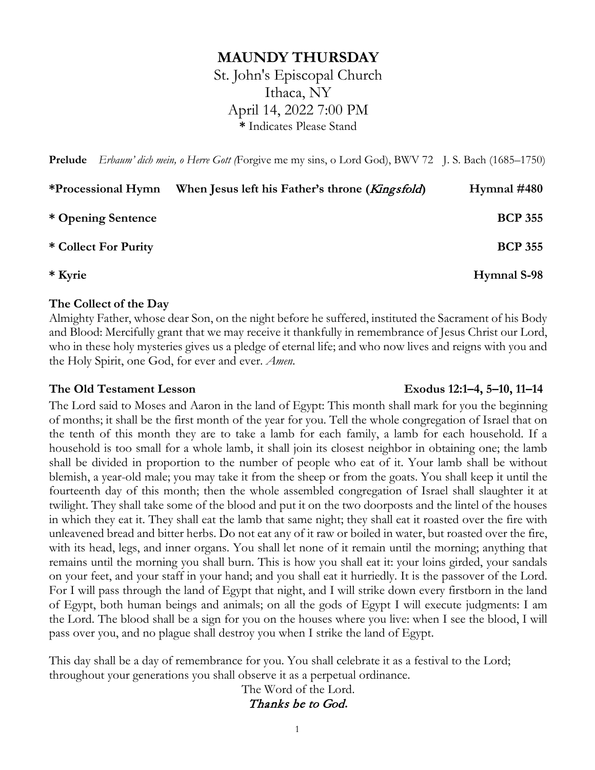# MAUNDY THURSDAY

St. John's Episcopal Church
Ithaca, NY
April 14, 2022 7:00 PM
**\*** Indicates Please Stand

**Prelude** *Erbaum' dich mein, o Herre Gott (*Forgive me my sins, o Lord God), BWV 72 J. S. Bach (1685–1750)

**\*Processional Hymn When Jesus left his Father's throne (*Kingsfold*) Hymnal #480**

**\* Opening Sentence BCP 355**

**\* Collect For Purity BCP 355**

**\* Kyrie Hymnal S-98**

**The Collect of the Day**

Almighty Father, whose dear Son, on the night before he suffered, instituted the Sacrament of his Body and Blood: Mercifully grant that we may receive it thankfully in remembrance of Jesus Christ our Lord, who in these holy mysteries gives us a pledge of eternal life; and who now lives and reigns with you and the Holy Spirit, one God, for ever and ever. *Amen.*

**The Old Testament Lesson Exodus 12:1–4, 5–10, 11–14**

The Lord said to Moses and Aaron in the land of Egypt: This month shall mark for you the beginning of months; it shall be the first month of the year for you. Tell the whole congregation of Israel that on the tenth of this month they are to take a lamb for each family, a lamb for each household. If a household is too small for a whole lamb, it shall join its closest neighbor in obtaining one; the lamb shall be divided in proportion to the number of people who eat of it. Your lamb shall be without blemish, a year-old male; you may take it from the sheep or from the goats. You shall keep it until the fourteenth day of this month; then the whole assembled congregation of Israel shall slaughter it at twilight. They shall take some of the blood and put it on the two doorposts and the lintel of the houses in which they eat it. They shall eat the lamb that same night; they shall eat it roasted over the fire with unleavened bread and bitter herbs. Do not eat any of it raw or boiled in water, but roasted over the fire, with its head, legs, and inner organs. You shall let none of it remain until the morning; anything that remains until the morning you shall burn. This is how you shall eat it: your loins girded, your sandals on your feet, and your staff in your hand; and you shall eat it hurriedly. It is the passover of the Lord. For I will pass through the land of Egypt that night, and I will strike down every firstborn in the land of Egypt, both human beings and animals; on all the gods of Egypt I will execute judgments: I am the Lord. The blood shall be a sign for you on the houses where you live: when I see the blood, I will pass over you, and no plague shall destroy you when I strike the land of Egypt.

This day shall be a day of remembrance for you. You shall celebrate it as a festival to the Lord; throughout your generations you shall observe it as a perpetual ordinance.

The Word of the Lord.
*Thanks be to God.*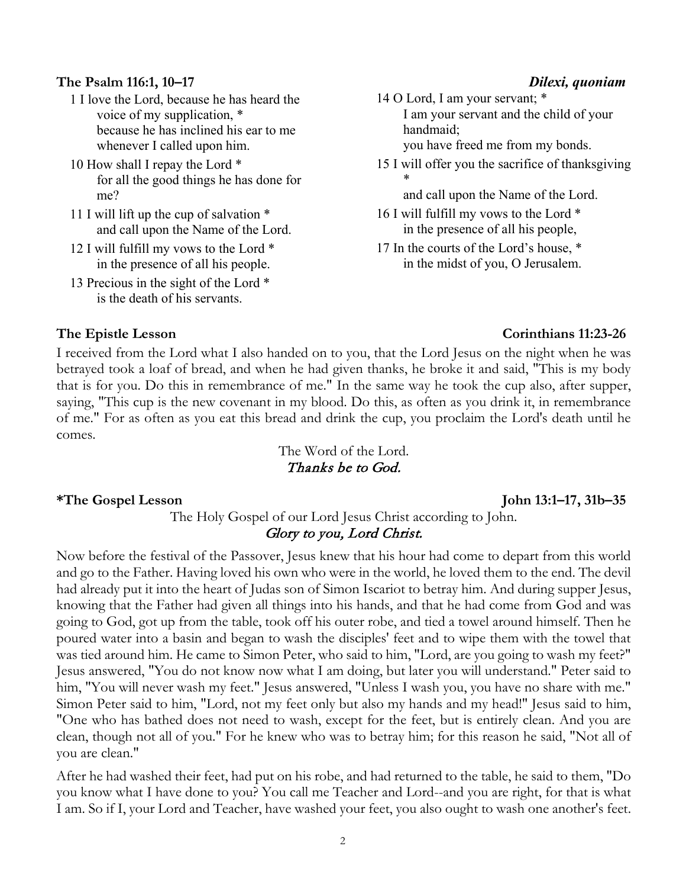**The Psalm 116:1, 10–17** ***Dilexi, quoniam***

1 I love the Lord, because he has heard the voice of my supplication, *
because he has inclined his ear to me whenever I called upon him.

10 How shall I repay the Lord *
for all the good things he has done for me?

11 I will lift up the cup of salvation *
and call upon the Name of the Lord.

12 I will fulfill my vows to the Lord *
in the presence of all his people.

13 Precious in the sight of the Lord *
is the death of his servants.

14 O Lord, I am your servant; *
I am your servant and the child of your handmaid;
you have freed me from my bonds.

15 I will offer you the sacrifice of thanksgiving *
and call upon the Name of the Lord.

16 I will fulfill my vows to the Lord *
in the presence of all his people,

17 In the courts of the Lord's house, *
in the midst of you, O Jerusalem.

**The Epistle Lesson** **Corinthians 11:23-26**

I received from the Lord what I also handed on to you, that the Lord Jesus on the night when he was betrayed took a loaf of bread, and when he had given thanks, he broke it and said, "This is my body that is for you. Do this in remembrance of me." In the same way he took the cup also, after supper, saying, "This cup is the new covenant in my blood. Do this, as often as you drink it, in remembrance of me." For as often as you eat this bread and drink the cup, you proclaim the Lord's death until he comes.

The Word of the Lord.
*Thanks be to God.*

**\*The Gospel Lesson** **John 13:1–17, 31b–35**

The Holy Gospel of our Lord Jesus Christ according to John.
*Glory to you, Lord Christ.*

Now before the festival of the Passover, Jesus knew that his hour had come to depart from this world and go to the Father. Having loved his own who were in the world, he loved them to the end. The devil had already put it into the heart of Judas son of Simon Iscariot to betray him. And during supper Jesus, knowing that the Father had given all things into his hands, and that he had come from God and was going to God, got up from the table, took off his outer robe, and tied a towel around himself. Then he poured water into a basin and began to wash the disciples' feet and to wipe them with the towel that was tied around him. He came to Simon Peter, who said to him, "Lord, are you going to wash my feet?" Jesus answered, "You do not know now what I am doing, but later you will understand." Peter said to him, "You will never wash my feet." Jesus answered, "Unless I wash you, you have no share with me." Simon Peter said to him, "Lord, not my feet only but also my hands and my head!" Jesus said to him, "One who has bathed does not need to wash, except for the feet, but is entirely clean. And you are clean, though not all of you." For he knew who was to betray him; for this reason he said, "Not all of you are clean."

After he had washed their feet, had put on his robe, and had returned to the table, he said to them, "Do you know what I have done to you? You call me Teacher and Lord--and you are right, for that is what I am. So if I, your Lord and Teacher, have washed your feet, you also ought to wash one another's feet.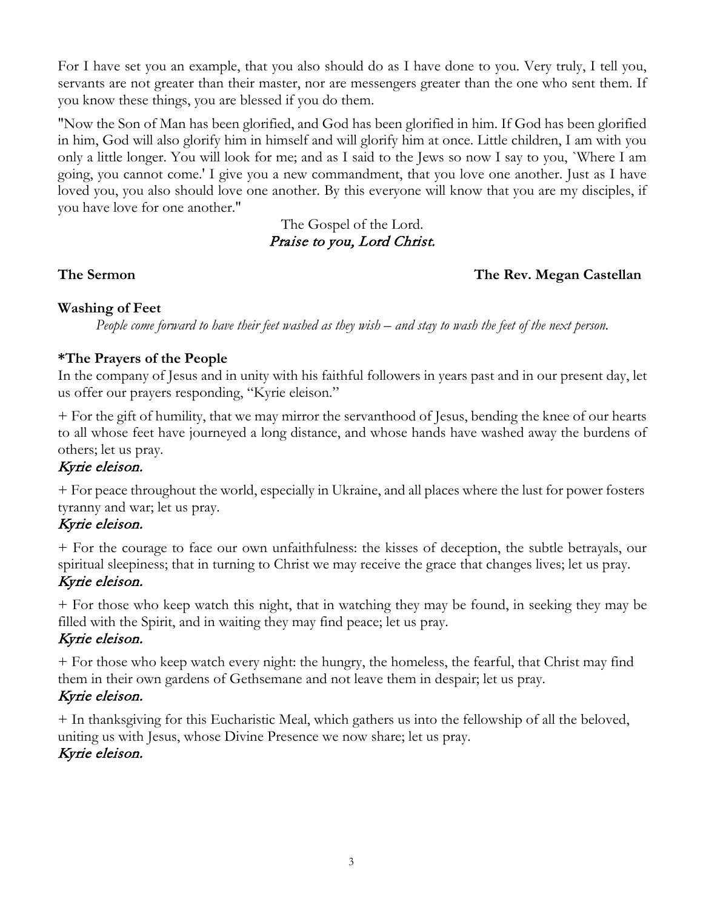For I have set you an example, that you also should do as I have done to you. Very truly, I tell you, servants are not greater than their master, nor are messengers greater than the one who sent them. If you know these things, you are blessed if you do them.

"Now the Son of Man has been glorified, and God has been glorified in him. If God has been glorified in him, God will also glorify him in himself and will glorify him at once. Little children, I am with you only a little longer. You will look for me; and as I said to the Jews so now I say to you, `Where I am going, you cannot come.' I give you a new commandment, that you love one another. Just as I have loved you, you also should love one another. By this everyone will know that you are my disciples, if you have love for one another."

The Gospel of the Lord.
*Praise to you, Lord Christ.*

**The Sermon** **The Rev. Megan Castellan**

**Washing of Feet**

*People come forward to have their feet washed as they wish – and stay to wash the feet of the next person.*

**\*The Prayers of the People**

In the company of Jesus and in unity with his faithful followers in years past and in our present day, let us offer our prayers responding, "Kyrie eleison."

+ For the gift of humility, that we may mirror the servanthood of Jesus, bending the knee of our hearts to all whose feet have journeyed a long distance, and whose hands have washed away the burdens of others; let us pray.
*Kyrie eleison.*

+ For peace throughout the world, especially in Ukraine, and all places where the lust for power fosters tyranny and war; let us pray.
*Kyrie eleison.*

+ For the courage to face our own unfaithfulness: the kisses of deception, the subtle betrayals, our spiritual sleepiness; that in turning to Christ we may receive the grace that changes lives; let us pray.
*Kyrie eleison.*

+ For those who keep watch this night, that in watching they may be found, in seeking they may be filled with the Spirit, and in waiting they may find peace; let us pray.
*Kyrie eleison.*

+ For those who keep watch every night: the hungry, the homeless, the fearful, that Christ may find them in their own gardens of Gethsemane and not leave them in despair; let us pray.
*Kyrie eleison.*

+ In thanksgiving for this Eucharistic Meal, which gathers us into the fellowship of all the beloved, uniting us with Jesus, whose Divine Presence we now share; let us pray.
*Kyrie eleison.*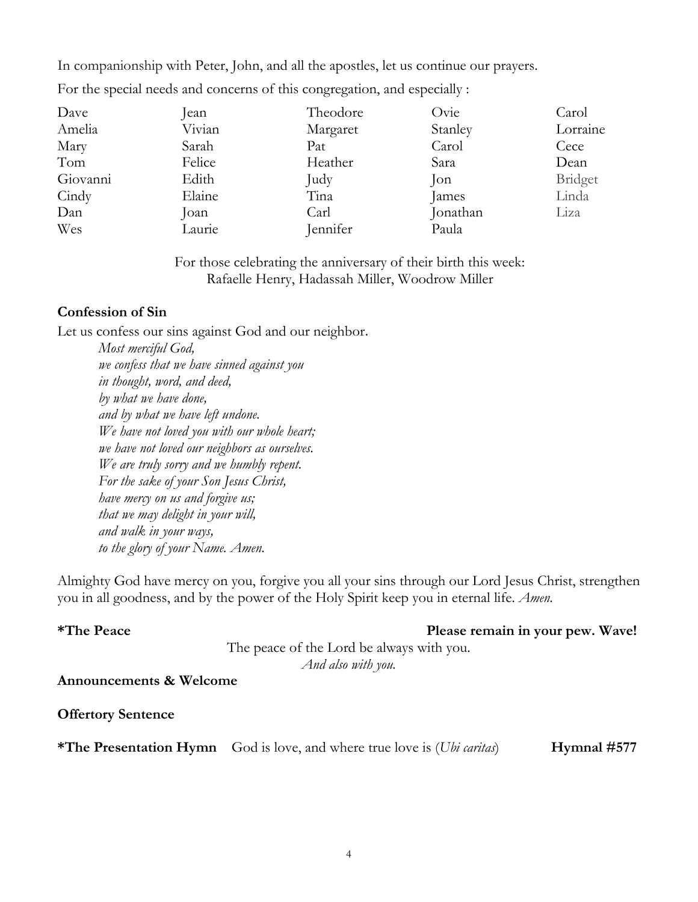In companionship with Peter, John, and all the apostles, let us continue our prayers.

For the special needs and concerns of this congregation, and especially :

| | | | | |
|---|---|---|---|---|
| Dave | Jean | Theodore | Ovie | Carol |
| Amelia | Vivian | Margaret | Stanley | Lorraine |
| Mary | Sarah | Pat | Carol | Cece |
| Tom | Felice | Heather | Sara | Dean |
| Giovanni | Edith | Judy | Jon | Bridget |
| Cindy | Elaine | Tina | James | Linda |
| Dan | Joan | Carl | Jonathan | Liza |
| Wes | Laurie | Jennifer | Paula | |

For those celebrating the anniversary of their birth this week:
Rafaelle Henry, Hadassah Miller, Woodrow Miller

**Confession of Sin**

Let us confess our sins against God and our neighbor.

*Most merciful God,*
*we confess that we have sinned against you*
*in thought, word, and deed,*
*by what we have done,*
*and by what we have left undone.*
*We have not loved you with our whole heart;*
*we have not loved our neighbors as ourselves.*
*We are truly sorry and we humbly repent.*
*For the sake of your Son Jesus Christ,*
*have mercy on us and forgive us;*
*that we may delight in your will,*
*and walk in your ways,*
*to the glory of your Name. Amen.*

Almighty God have mercy on you, forgive you all your sins through our Lord Jesus Christ, strengthen you in all goodness, and by the power of the Holy Spirit keep you in eternal life. *Amen.*

**\*The Peace** **Please remain in your pew. Wave!**

The peace of the Lord be always with you.
*And also with you.*

**Announcements & Welcome**

**Offertory Sentence**

**\*The Presentation Hymn** God is love, and where true love is (*Ubi caritas*) **Hymnal #577**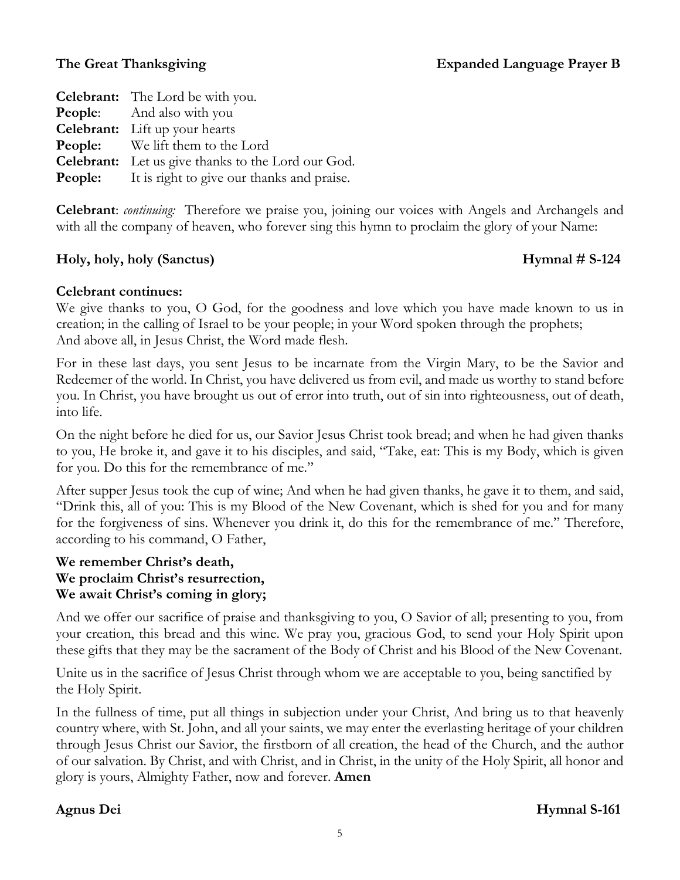**The Great Thanksgiving** **Expanded Language Prayer B**

**Celebrant:** The Lord be with you.
**People**: And also with you
**Celebrant:** Lift up your hearts
**People:** We lift them to the Lord
**Celebrant:** Let us give thanks to the Lord our God.
**People:** It is right to give our thanks and praise.

**Celebrant**: *continuing:* Therefore we praise you, joining our voices with Angels and Archangels and with all the company of heaven, who forever sing this hymn to proclaim the glory of your Name:

**Holy, holy, holy (Sanctus)** **Hymnal # S-124**

**Celebrant continues:**
We give thanks to you, O God, for the goodness and love which you have made known to us in creation; in the calling of Israel to be your people; in your Word spoken through the prophets;
And above all, in Jesus Christ, the Word made flesh.

For in these last days, you sent Jesus to be incarnate from the Virgin Mary, to be the Savior and Redeemer of the world. In Christ, you have delivered us from evil, and made us worthy to stand before you. In Christ, you have brought us out of error into truth, out of sin into righteousness, out of death, into life.

On the night before he died for us, our Savior Jesus Christ took bread; and when he had given thanks to you, He broke it, and gave it to his disciples, and said, "Take, eat: This is my Body, which is given for you. Do this for the remembrance of me."

After supper Jesus took the cup of wine; And when he had given thanks, he gave it to them, and said, "Drink this, all of you: This is my Blood of the New Covenant, which is shed for you and for many for the forgiveness of sins. Whenever you drink it, do this for the remembrance of me." Therefore, according to his command, O Father,

**We remember Christ's death,**
**We proclaim Christ's resurrection,**
**We await Christ's coming in glory;**

And we offer our sacrifice of praise and thanksgiving to you, O Savior of all; presenting to you, from your creation, this bread and this wine. We pray you, gracious God, to send your Holy Spirit upon these gifts that they may be the sacrament of the Body of Christ and his Blood of the New Covenant.

Unite us in the sacrifice of Jesus Christ through whom we are acceptable to you, being sanctified by the Holy Spirit.

In the fullness of time, put all things in subjection under your Christ, And bring us to that heavenly country where, with St. John, and all your saints, we may enter the everlasting heritage of your children through Jesus Christ our Savior, the firstborn of all creation, the head of the Church, and the author of our salvation. By Christ, and with Christ, and in Christ, in the unity of the Holy Spirit, all honor and glory is yours, Almighty Father, now and forever. **Amen**

**Agnus Dei** **Hymnal S-161**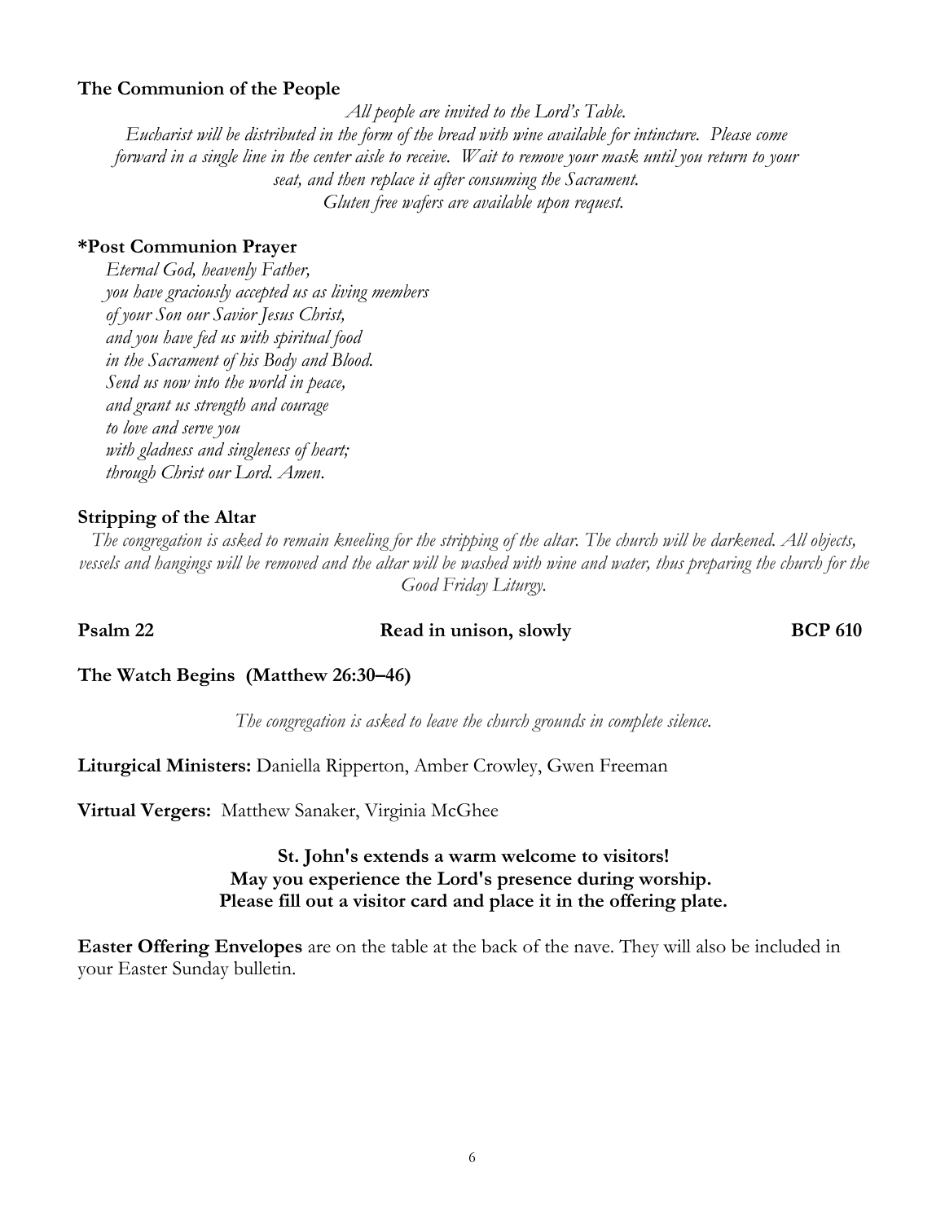**The Communion of the People**

*All people are invited to the Lord's Table.*
*Eucharist will be distributed in the form of the bread with wine available for intincture. Please come forward in a single line in the center aisle to receive. Wait to remove your mask until you return to your seat, and then replace it after consuming the Sacrament.*
*Gluten free wafers are available upon request.*

**\*Post Communion Prayer**

*Eternal God, heavenly Father,*
*you have graciously accepted us as living members*
*of your Son our Savior Jesus Christ,*
*and you have fed us with spiritual food*
*in the Sacrament of his Body and Blood.*
*Send us now into the world in peace,*
*and grant us strength and courage*
*to love and serve you*
*with gladness and singleness of heart;*
*through Christ our Lord. Amen.*

**Stripping of the Altar**

*The congregation is asked to remain kneeling for the stripping of the altar. The church will be darkened. All objects, vessels and hangings will be removed and the altar will be washed with wine and water, thus preparing the church for the Good Friday Liturgy.*

**Psalm 22** **Read in unison, slowly** **BCP 610**

**The Watch Begins (Matthew 26:30–46)**

*The congregation is asked to leave the church grounds in complete silence.*

**Liturgical Ministers:** Daniella Ripperton, Amber Crowley, Gwen Freeman

**Virtual Vergers:** Matthew Sanaker, Virginia McGhee

**St. John's extends a warm welcome to visitors!**
**May you experience the Lord's presence during worship.**
**Please fill out a visitor card and place it in the offering plate.**

**Easter Offering Envelopes** are on the table at the back of the nave. They will also be included in your Easter Sunday bulletin.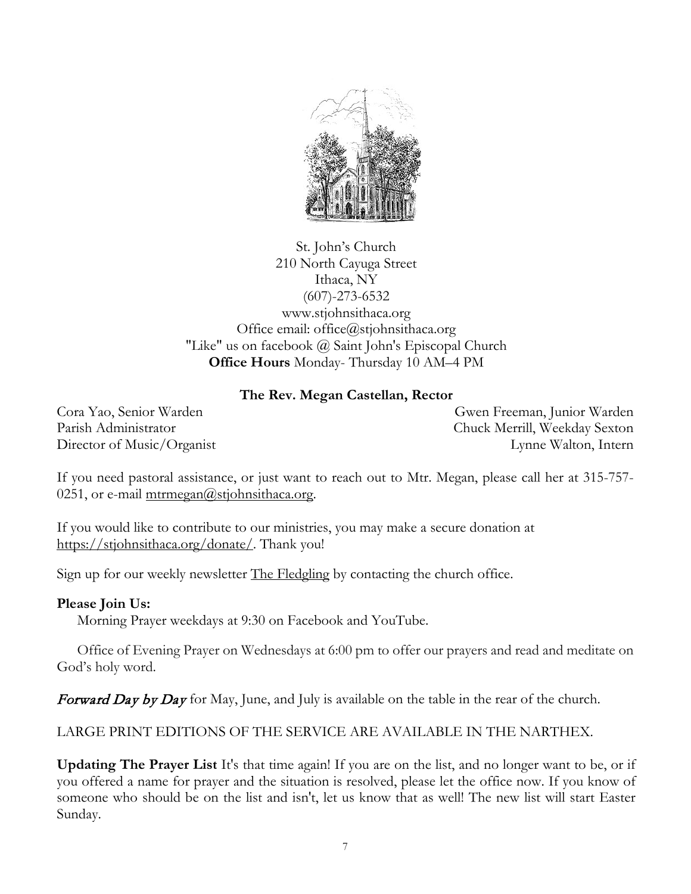St. John's Church
210 North Cayuga Street
Ithaca, NY
(607)-273-6532
www.stjohnsithaca.org
Office email: office@stjohnsithaca.org
"Like" us on facebook @ Saint John's Episcopal Church
**Office Hours** Monday- Thursday 10 AM–4 PM

**The Rev. Megan Castellan, Rector**

Cora Yao, Senior Warden — Gwen Freeman, Junior Warden
Parish Administrator — Chuck Merrill, Weekday Sexton
Director of Music/Organist — Lynne Walton, Intern

If you need pastoral assistance, or just want to reach out to Mtr. Megan, please call her at 315-757-0251, or e-mail mtrmegan@stjohnsithaca.org.

If you would like to contribute to our ministries, you may make a secure donation at https://stjohnsithaca.org/donate/. Thank you!

Sign up for our weekly newsletter The Fledgling by contacting the church office.

**Please Join Us:**

Morning Prayer weekdays at 9:30 on Facebook and YouTube.

Office of Evening Prayer on Wednesdays at 6:00 pm to offer our prayers and read and meditate on God's holy word.

*Forward Day by Day* for May, June, and July is available on the table in the rear of the church.

LARGE PRINT EDITIONS OF THE SERVICE ARE AVAILABLE IN THE NARTHEX.

**Updating The Prayer List** It's that time again! If you are on the list, and no longer want to be, or if you offered a name for prayer and the situation is resolved, please let the office now. If you know of someone who should be on the list and isn't, let us know that as well! The new list will start Easter Sunday.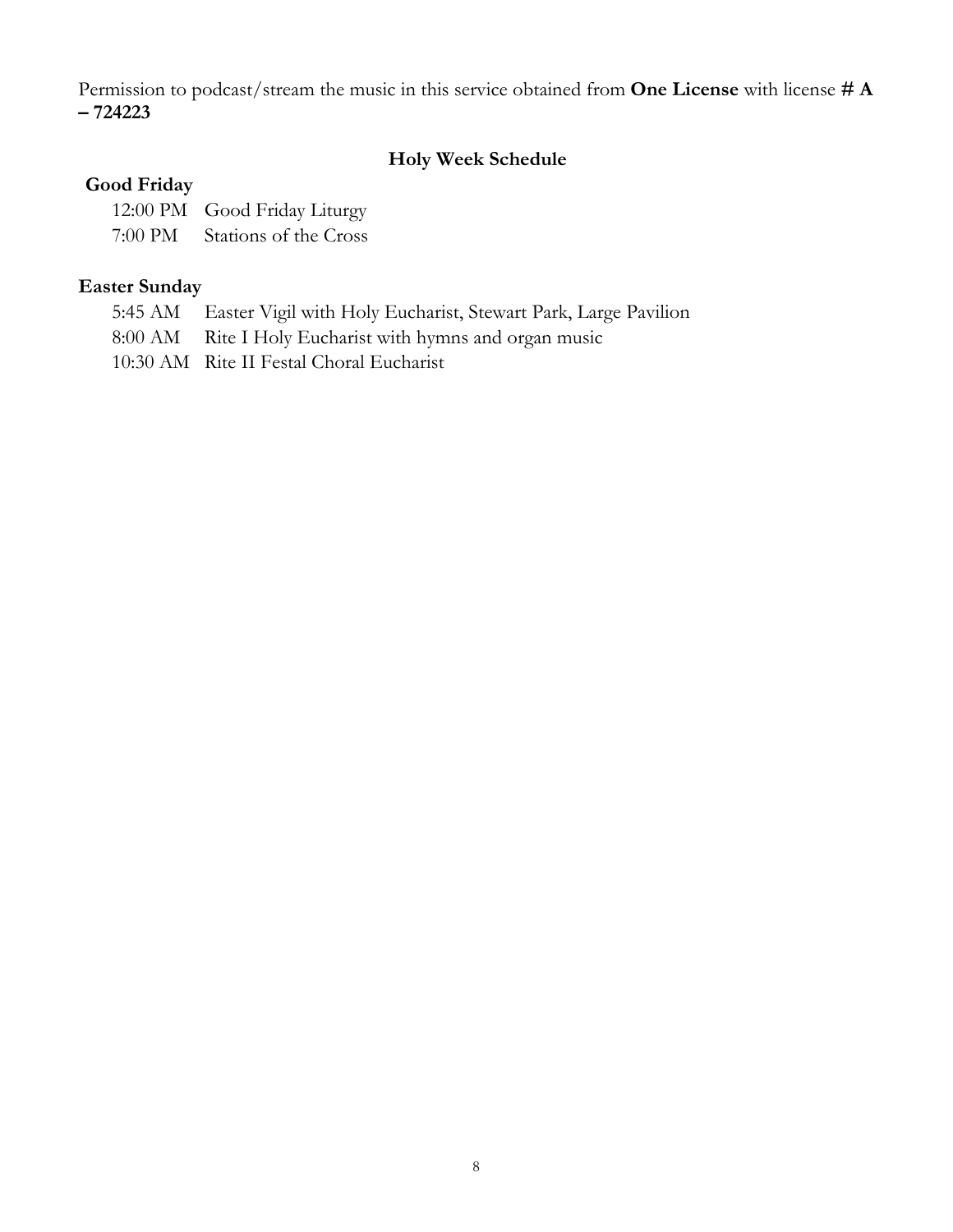Permission to podcast/stream the music in this service obtained from **One License** with license **# A – 724223**

## Holy Week Schedule

**Good Friday**

12:00 PM Good Friday Liturgy
7:00 PM Stations of the Cross

**Easter Sunday**

5:45 AM Easter Vigil with Holy Eucharist, Stewart Park, Large Pavilion
8:00 AM Rite I Holy Eucharist with hymns and organ music
10:30 AM Rite II Festal Choral Eucharist